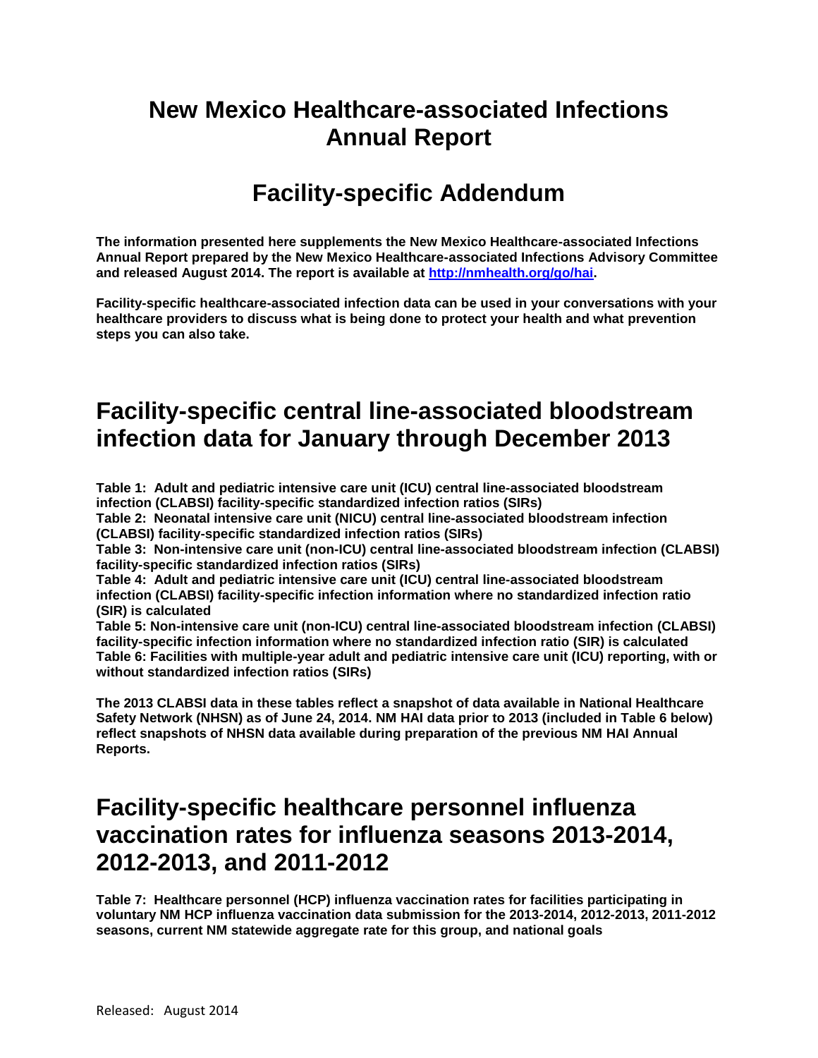# New Mexico Healthcare-associated Infections Annual Report

# Facility-specific Addendum

**The information presented here supplements the New Mexico Healthcare-associated Infections Annual Report prepared by the New Mexico Healthcare-associated Infections Advisory Committee and released August 2014. The report is available at [http://nmhealth.org/go/hai](http://nmhealth.org/go/hai).**

**Facility-specific healthcare-associated infection data can be used in your conversations with your healthcare providers to discuss what is being done to protect your health and what prevention steps you can also take.**

## Facility-specific central line-associated bloodstream infection data for January through December 2013

**Table 1: Adult and pediatric intensive care unit (ICU) central line-associated bloodstream infection (CLABSI) facility-specific standardized infection ratios (SIRs)**
**Table 2: Neonatal intensive care unit (NICU) central line-associated bloodstream infection (CLABSI) facility-specific standardized infection ratios (SIRs)**
**Table 3: Non-intensive care unit (non-ICU) central line-associated bloodstream infection (CLABSI) facility-specific standardized infection ratios (SIRs)**
**Table 4: Adult and pediatric intensive care unit (ICU) central line-associated bloodstream infection (CLABSI) facility-specific infection information where no standardized infection ratio (SIR) is calculated**
**Table 5: Non-intensive care unit (non-ICU) central line-associated bloodstream infection (CLABSI) facility-specific infection information where no standardized infection ratio (SIR) is calculated**
**Table 6: Facilities with multiple-year adult and pediatric intensive care unit (ICU) reporting, with or without standardized infection ratios (SIRs)**

**The 2013 CLABSI data in these tables reflect a snapshot of data available in National Healthcare Safety Network (NHSN) as of June 24, 2014. NM HAI data prior to 2013 (included in Table 6 below) reflect snapshots of NHSN data available during preparation of the previous NM HAI Annual Reports.**

## Facility-specific healthcare personnel influenza vaccination rates for influenza seasons 2013-2014, 2012-2013, and 2011-2012

**Table 7: Healthcare personnel (HCP) influenza vaccination rates for facilities participating in voluntary NM HCP influenza vaccination data submission for the 2013-2014, 2012-2013, 2011-2012 seasons, current NM statewide aggregate rate for this group, and national goals**

Released: August 2014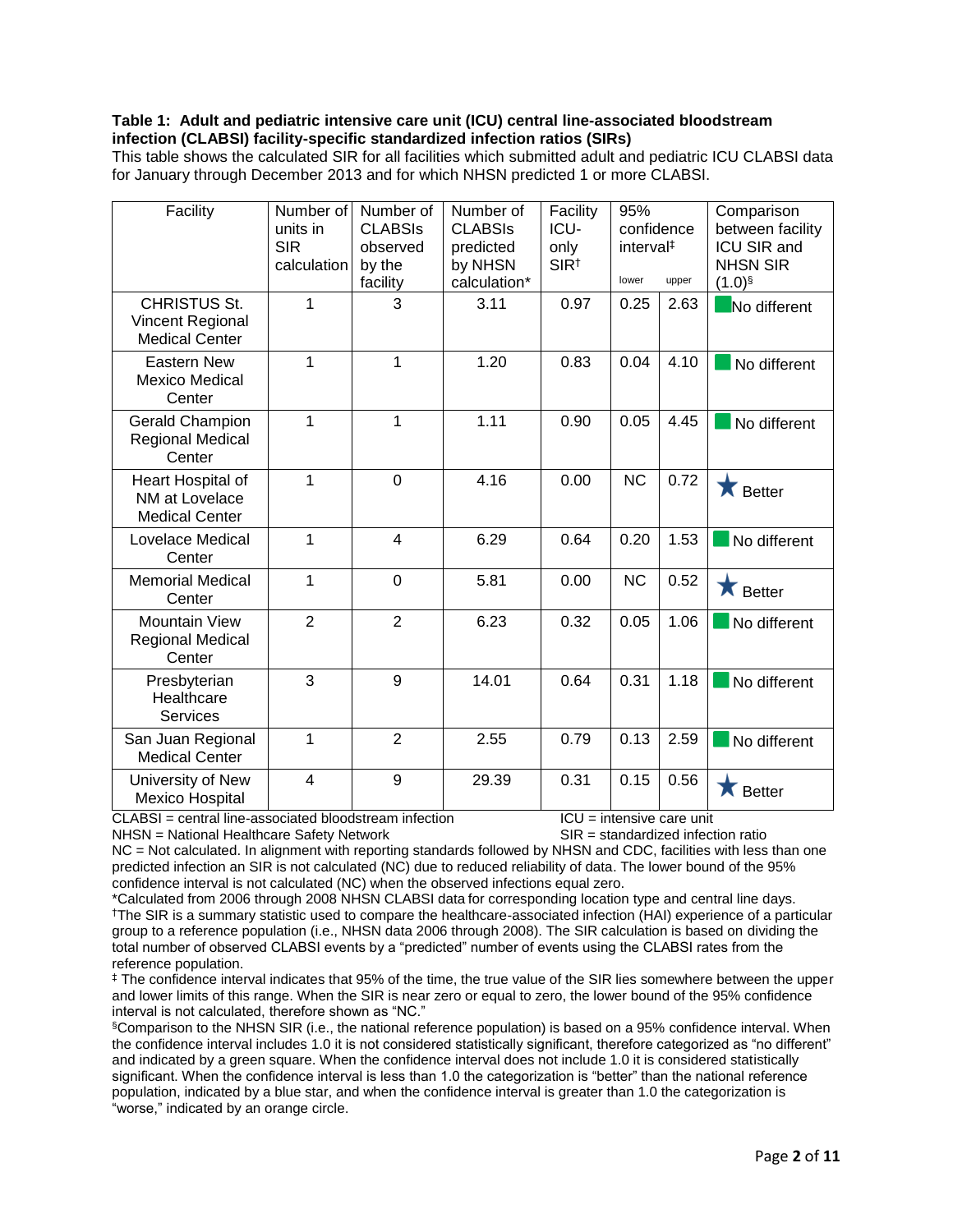**Table 1: Adult and pediatric intensive care unit (ICU) central line-associated bloodstream infection (CLABSI) facility-specific standardized infection ratios (SIRs)**

This table shows the calculated SIR for all facilities which submitted adult and pediatric ICU CLABSI data for January through December 2013 and for which NHSN predicted 1 or more CLABSI.

| Facility | Number of units in SIR calculation | Number of CLABSIs observed by the facility | Number of CLABSIs predicted by NHSN calculation* | Facility ICU-only SIR† | 95% confidence interval‡ lower | 95% confidence interval‡ upper | Comparison between facility ICU SIR and NHSN SIR (1.0)§ |
|---|---|---|---|---|---|---|---|
| CHRISTUS St. Vincent Regional Medical Center | 1 | 3 | 3.11 | 0.97 | 0.25 | 2.63 | No different |
| Eastern New Mexico Medical Center | 1 | 1 | 1.20 | 0.83 | 0.04 | 4.10 | No different |
| Gerald Champion Regional Medical Center | 1 | 1 | 1.11 | 0.90 | 0.05 | 4.45 | No different |
| Heart Hospital of NM at Lovelace Medical Center | 1 | 0 | 4.16 | 0.00 | NC | 0.72 | Better |
| Lovelace Medical Center | 1 | 4 | 6.29 | 0.64 | 0.20 | 1.53 | No different |
| Memorial Medical Center | 1 | 0 | 5.81 | 0.00 | NC | 0.52 | Better |
| Mountain View Regional Medical Center | 2 | 2 | 6.23 | 0.32 | 0.05 | 1.06 | No different |
| Presbyterian Healthcare Services | 3 | 9 | 14.01 | 0.64 | 0.31 | 1.18 | No different |
| San Juan Regional Medical Center | 1 | 2 | 2.55 | 0.79 | 0.13 | 2.59 | No different |
| University of New Mexico Hospital | 4 | 9 | 29.39 | 0.31 | 0.15 | 0.56 | Better |

CLABSI = central line-associated bloodstream infection
ICU = intensive care unit
NHSN = National Healthcare Safety Network
SIR = standardized infection ratio

NC = Not calculated. In alignment with reporting standards followed by NHSN and CDC, facilities with less than one predicted infection an SIR is not calculated (NC) due to reduced reliability of data. The lower bound of the 95% confidence interval is not calculated (NC) when the observed infections equal zero.

*Calculated from 2006 through 2008 NHSN CLABSI data for corresponding location type and central line days.

†The SIR is a summary statistic used to compare the healthcare-associated infection (HAI) experience of a particular group to a reference population (i.e., NHSN data 2006 through 2008). The SIR calculation is based on dividing the total number of observed CLABSI events by a "predicted" number of events using the CLABSI rates from the reference population.

‡ The confidence interval indicates that 95% of the time, the true value of the SIR lies somewhere between the upper and lower limits of this range. When the SIR is near zero or equal to zero, the lower bound of the 95% confidence interval is not calculated, therefore shown as "NC."

§Comparison to the NHSN SIR (i.e., the national reference population) is based on a 95% confidence interval. When the confidence interval includes 1.0 it is not considered statistically significant, therefore categorized as "no different" and indicated by a green square. When the confidence interval does not include 1.0 it is considered statistically significant. When the confidence interval is less than 1.0 the categorization is "better" than the national reference population, indicated by a blue star, and when the confidence interval is greater than 1.0 the categorization is "worse," indicated by an orange circle.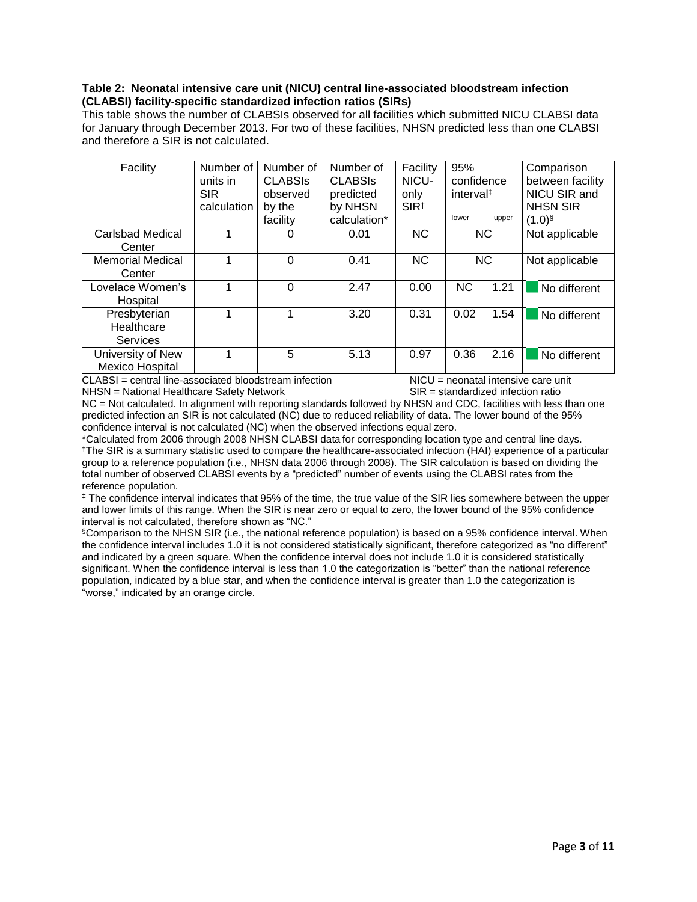**Table 2: Neonatal intensive care unit (NICU) central line-associated bloodstream infection (CLABSI) facility-specific standardized infection ratios (SIRs)**

This table shows the number of CLABSIs observed for all facilities which submitted NICU CLABSI data for January through December 2013. For two of these facilities, NHSN predicted less than one CLABSI and therefore a SIR is not calculated.

| Facility | Number of units in SIR calculation | Number of CLABSIs observed by the facility | Number of CLABSIs predicted by NHSN calculation* | Facility NICU-only SIR† | 95% confidence interval‡ | | Comparison between facility NICU SIR and NHSN SIR (1.0)§ |
|---|---|---|---|---|---|---|---|
| | | | | | lower | upper | |
| Carlsbad Medical Center | 1 | 0 | 0.01 | NC | NC | | Not applicable |
| Memorial Medical Center | 1 | 0 | 0.41 | NC | NC | | Not applicable |
| Lovelace Women's Hospital | 1 | 0 | 2.47 | 0.00 | NC | 1.21 | No different |
| Presbyterian Healthcare Services | 1 | 1 | 3.20 | 0.31 | 0.02 | 1.54 | No different |
| University of New Mexico Hospital | 1 | 5 | 5.13 | 0.97 | 0.36 | 2.16 | No different |

CLABSI = central line-associated bloodstream infection
NICU = neonatal intensive care unit
NHSN = National Healthcare Safety Network
SIR = standardized infection ratio

NC = Not calculated. In alignment with reporting standards followed by NHSN and CDC, facilities with less than one predicted infection an SIR is not calculated (NC) due to reduced reliability of data. The lower bound of the 95% confidence interval is not calculated (NC) when the observed infections equal zero.

*Calculated from 2006 through 2008 NHSN CLABSI data for corresponding location type and central line days.

†The SIR is a summary statistic used to compare the healthcare-associated infection (HAI) experience of a particular group to a reference population (i.e., NHSN data 2006 through 2008). The SIR calculation is based on dividing the total number of observed CLABSI events by a "predicted" number of events using the CLABSI rates from the reference population.

‡ The confidence interval indicates that 95% of the time, the true value of the SIR lies somewhere between the upper and lower limits of this range. When the SIR is near zero or equal to zero, the lower bound of the 95% confidence interval is not calculated, therefore shown as "NC."

§Comparison to the NHSN SIR (i.e., the national reference population) is based on a 95% confidence interval. When the confidence interval includes 1.0 it is not considered statistically significant, therefore categorized as "no different" and indicated by a green square. When the confidence interval does not include 1.0 it is considered statistically significant. When the confidence interval is less than 1.0 the categorization is "better" than the national reference population, indicated by a blue star, and when the confidence interval is greater than 1.0 the categorization is "worse," indicated by an orange circle.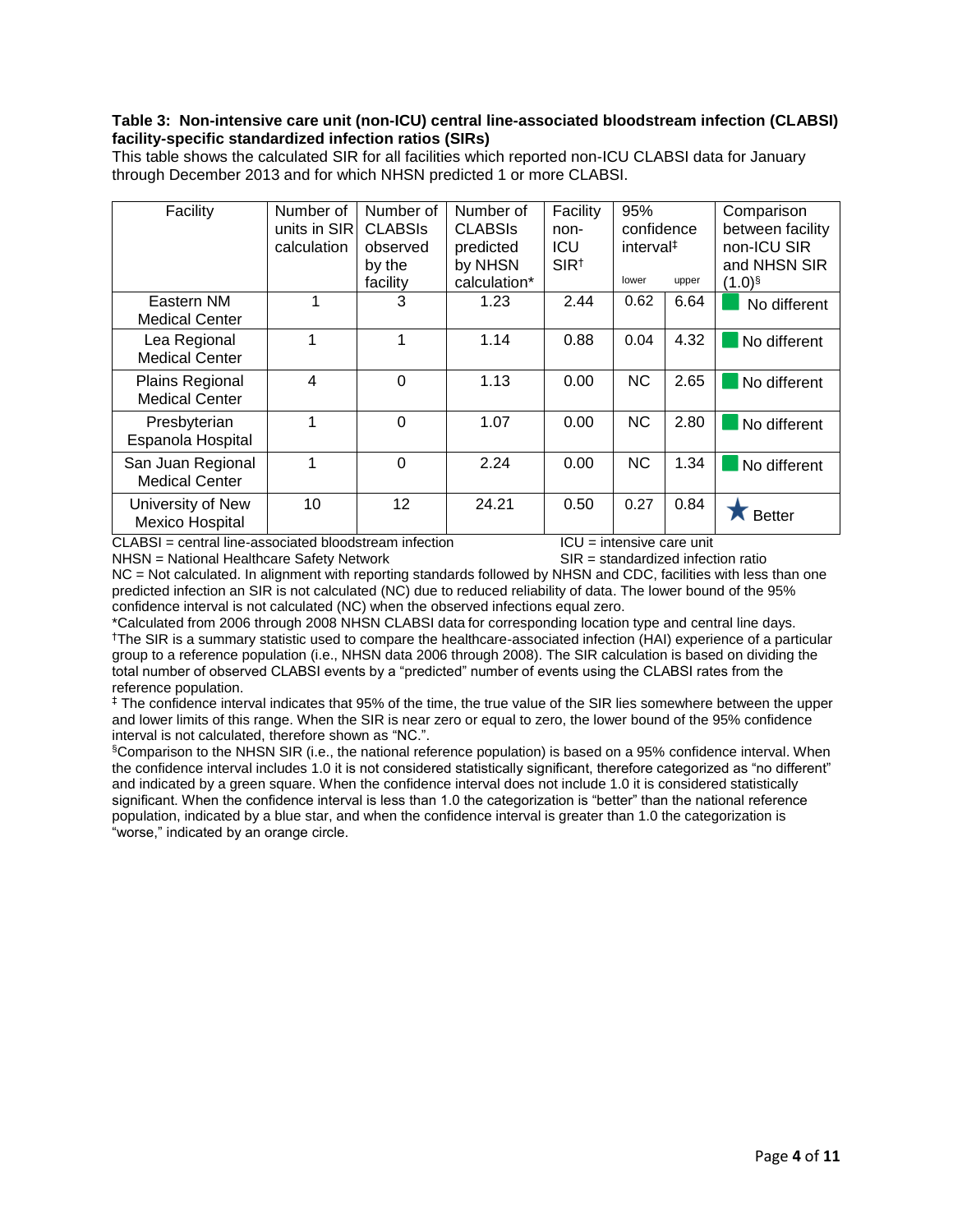**Table 3: Non-intensive care unit (non-ICU) central line-associated bloodstream infection (CLABSI) facility-specific standardized infection ratios (SIRs)**

This table shows the calculated SIR for all facilities which reported non-ICU CLABSI data for January through December 2013 and for which NHSN predicted 1 or more CLABSI.

| Facility | Number of units in SIR calculation | Number of CLABSIs observed by the facility | Number of CLABSIs predicted by NHSN calculation* | Facility non-ICU SIR† | 95% confidence interval‡ | | Comparison between facility non-ICU SIR and NHSN SIR (1.0)§ |
|---|---|---|---|---|---|---|---|
| | | | | | lower | upper | |
| Eastern NM Medical Center | 1 | 3 | 1.23 | 2.44 | 0.62 | 6.64 | No different |
| Lea Regional Medical Center | 1 | 1 | 1.14 | 0.88 | 0.04 | 4.32 | No different |
| Plains Regional Medical Center | 4 | 0 | 1.13 | 0.00 | NC | 2.65 | No different |
| Presbyterian Espanola Hospital | 1 | 0 | 1.07 | 0.00 | NC | 2.80 | No different |
| San Juan Regional Medical Center | 1 | 0 | 2.24 | 0.00 | NC | 1.34 | No different |
| University of New Mexico Hospital | 10 | 12 | 24.21 | 0.50 | 0.27 | 0.84 | ★ Better |

CLABSI = central line-associated bloodstream infection
ICU = intensive care unit
NHSN = National Healthcare Safety Network
SIR = standardized infection ratio

NC = Not calculated. In alignment with reporting standards followed by NHSN and CDC, facilities with less than one predicted infection an SIR is not calculated (NC) due to reduced reliability of data. The lower bound of the 95% confidence interval is not calculated (NC) when the observed infections equal zero.

*Calculated from 2006 through 2008 NHSN CLABSI data for corresponding location type and central line days.

†The SIR is a summary statistic used to compare the healthcare-associated infection (HAI) experience of a particular group to a reference population (i.e., NHSN data 2006 through 2008). The SIR calculation is based on dividing the total number of observed CLABSI events by a "predicted" number of events using the CLABSI rates from the reference population.

‡ The confidence interval indicates that 95% of the time, the true value of the SIR lies somewhere between the upper and lower limits of this range. When the SIR is near zero or equal to zero, the lower bound of the 95% confidence interval is not calculated, therefore shown as "NC.".

§Comparison to the NHSN SIR (i.e., the national reference population) is based on a 95% confidence interval. When the confidence interval includes 1.0 it is not considered statistically significant, therefore categorized as "no different" and indicated by a green square. When the confidence interval does not include 1.0 it is considered statistically significant. When the confidence interval is less than 1.0 the categorization is "better" than the national reference population, indicated by a blue star, and when the confidence interval is greater than 1.0 the categorization is "worse," indicated by an orange circle.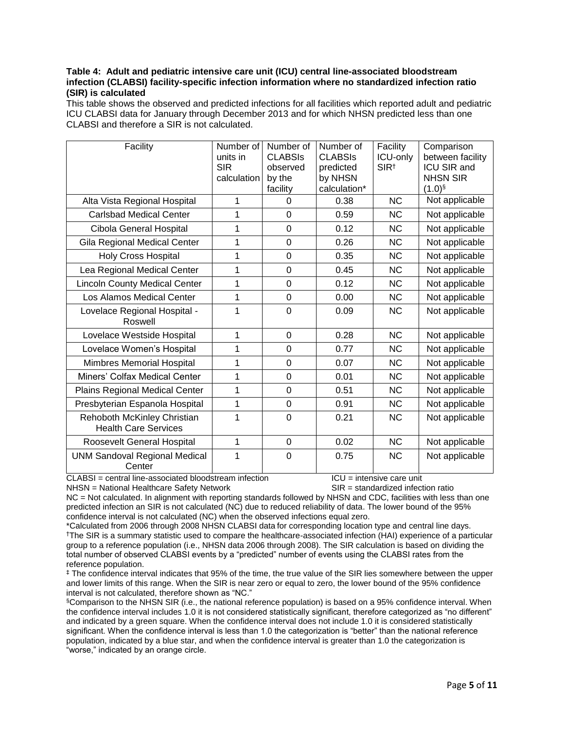**Table 4: Adult and pediatric intensive care unit (ICU) central line-associated bloodstream infection (CLABSI) facility-specific infection information where no standardized infection ratio (SIR) is calculated**

This table shows the observed and predicted infections for all facilities which reported adult and pediatric ICU CLABSI data for January through December 2013 and for which NHSN predicted less than one CLABSI and therefore a SIR is not calculated.

| Facility | Number of units in SIR calculation | Number of CLABSIs observed by the facility | Number of CLABSIs predicted by NHSN calculation* | Facility ICU-only SIR† | Comparison between facility ICU SIR and NHSN SIR (1.0)§ |
|---|---|---|---|---|---|
| Alta Vista Regional Hospital | 1 | 0 | 0.38 | NC | Not applicable |
| Carlsbad Medical Center | 1 | 0 | 0.59 | NC | Not applicable |
| Cibola General Hospital | 1 | 0 | 0.12 | NC | Not applicable |
| Gila Regional Medical Center | 1 | 0 | 0.26 | NC | Not applicable |
| Holy Cross Hospital | 1 | 0 | 0.35 | NC | Not applicable |
| Lea Regional Medical Center | 1 | 0 | 0.45 | NC | Not applicable |
| Lincoln County Medical Center | 1 | 0 | 0.12 | NC | Not applicable |
| Los Alamos Medical Center | 1 | 0 | 0.00 | NC | Not applicable |
| Lovelace Regional Hospital - Roswell | 1 | 0 | 0.09 | NC | Not applicable |
| Lovelace Westside Hospital | 1 | 0 | 0.28 | NC | Not applicable |
| Lovelace Women's Hospital | 1 | 0 | 0.77 | NC | Not applicable |
| Mimbres Memorial Hospital | 1 | 0 | 0.07 | NC | Not applicable |
| Miners' Colfax Medical Center | 1 | 0 | 0.01 | NC | Not applicable |
| Plains Regional Medical Center | 1 | 0 | 0.51 | NC | Not applicable |
| Presbyterian Espanola Hospital | 1 | 0 | 0.91 | NC | Not applicable |
| Rehoboth McKinley Christian Health Care Services | 1 | 0 | 0.21 | NC | Not applicable |
| Roosevelt General Hospital | 1 | 0 | 0.02 | NC | Not applicable |
| UNM Sandoval Regional Medical Center | 1 | 0 | 0.75 | NC | Not applicable |

CLABSI = central line-associated bloodstream infection
ICU = intensive care unit
NHSN = National Healthcare Safety Network
SIR = standardized infection ratio

NC = Not calculated. In alignment with reporting standards followed by NHSN and CDC, facilities with less than one predicted infection an SIR is not calculated (NC) due to reduced reliability of data. The lower bound of the 95% confidence interval is not calculated (NC) when the observed infections equal zero.

*Calculated from 2006 through 2008 NHSN CLABSI data for corresponding location type and central line days.

†The SIR is a summary statistic used to compare the healthcare-associated infection (HAI) experience of a particular group to a reference population (i.e., NHSN data 2006 through 2008). The SIR calculation is based on dividing the total number of observed CLABSI events by a "predicted" number of events using the CLABSI rates from the reference population.

‡ The confidence interval indicates that 95% of the time, the true value of the SIR lies somewhere between the upper and lower limits of this range. When the SIR is near zero or equal to zero, the lower bound of the 95% confidence interval is not calculated, therefore shown as "NC."

§Comparison to the NHSN SIR (i.e., the national reference population) is based on a 95% confidence interval. When the confidence interval includes 1.0 it is not considered statistically significant, therefore categorized as "no different" and indicated by a green square. When the confidence interval does not include 1.0 it is considered statistically significant. When the confidence interval is less than 1.0 the categorization is "better" than the national reference population, indicated by a blue star, and when the confidence interval is greater than 1.0 the categorization is "worse," indicated by an orange circle.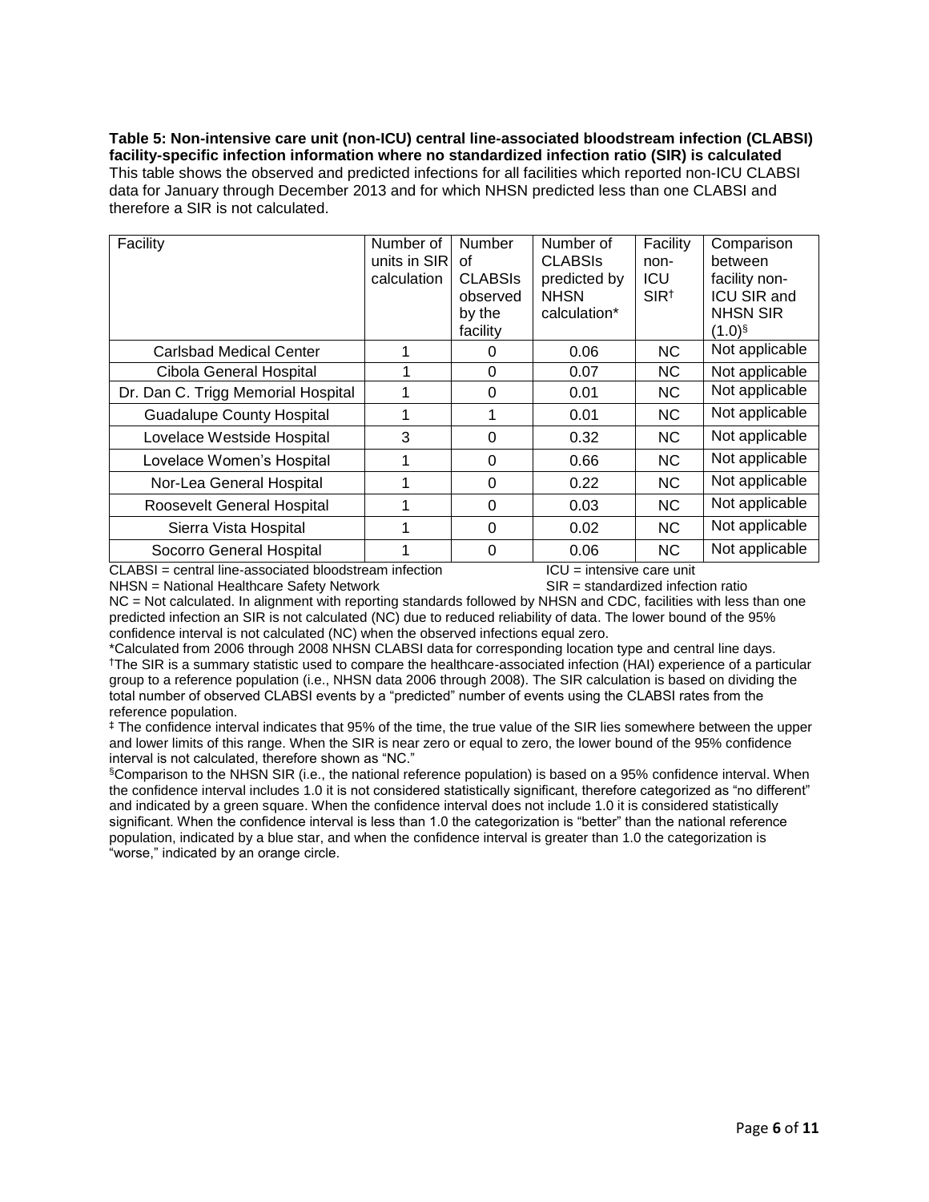**Table 5: Non-intensive care unit (non-ICU) central line-associated bloodstream infection (CLABSI) facility-specific infection information where no standardized infection ratio (SIR) is calculated**
This table shows the observed and predicted infections for all facilities which reported non-ICU CLABSI data for January through December 2013 and for which NHSN predicted less than one CLABSI and therefore a SIR is not calculated.

| Facility | Number of units in SIR calculation | Number of CLABSIs observed by the facility | Number of CLABSIs predicted by NHSN calculation* | Facility non-ICU SIR† | Comparison between facility non-ICU SIR and NHSN SIR (1.0)§ |
|---|---|---|---|---|---|
| Carlsbad Medical Center | 1 | 0 | 0.06 | NC | Not applicable |
| Cibola General Hospital | 1 | 0 | 0.07 | NC | Not applicable |
| Dr. Dan C. Trigg Memorial Hospital | 1 | 0 | 0.01 | NC | Not applicable |
| Guadalupe County Hospital | 1 | 1 | 0.01 | NC | Not applicable |
| Lovelace Westside Hospital | 3 | 0 | 0.32 | NC | Not applicable |
| Lovelace Women's Hospital | 1 | 0 | 0.66 | NC | Not applicable |
| Nor-Lea General Hospital | 1 | 0 | 0.22 | NC | Not applicable |
| Roosevelt General Hospital | 1 | 0 | 0.03 | NC | Not applicable |
| Sierra Vista Hospital | 1 | 0 | 0.02 | NC | Not applicable |
| Socorro General Hospital | 1 | 0 | 0.06 | NC | Not applicable |

CLABSI = central line-associated bloodstream infection
ICU = intensive care unit
NHSN = National Healthcare Safety Network
SIR = standardized infection ratio

NC = Not calculated. In alignment with reporting standards followed by NHSN and CDC, facilities with less than one predicted infection an SIR is not calculated (NC) due to reduced reliability of data. The lower bound of the 95% confidence interval is not calculated (NC) when the observed infections equal zero.

*Calculated from 2006 through 2008 NHSN CLABSI data for corresponding location type and central line days.

†The SIR is a summary statistic used to compare the healthcare-associated infection (HAI) experience of a particular group to a reference population (i.e., NHSN data 2006 through 2008). The SIR calculation is based on dividing the total number of observed CLABSI events by a "predicted" number of events using the CLABSI rates from the reference population.

‡ The confidence interval indicates that 95% of the time, the true value of the SIR lies somewhere between the upper and lower limits of this range. When the SIR is near zero or equal to zero, the lower bound of the 95% confidence interval is not calculated, therefore shown as "NC."

§Comparison to the NHSN SIR (i.e., the national reference population) is based on a 95% confidence interval. When the confidence interval includes 1.0 it is not considered statistically significant, therefore categorized as "no different" and indicated by a green square. When the confidence interval does not include 1.0 it is considered statistically significant. When the confidence interval is less than 1.0 the categorization is "better" than the national reference population, indicated by a blue star, and when the confidence interval is greater than 1.0 the categorization is "worse," indicated by an orange circle.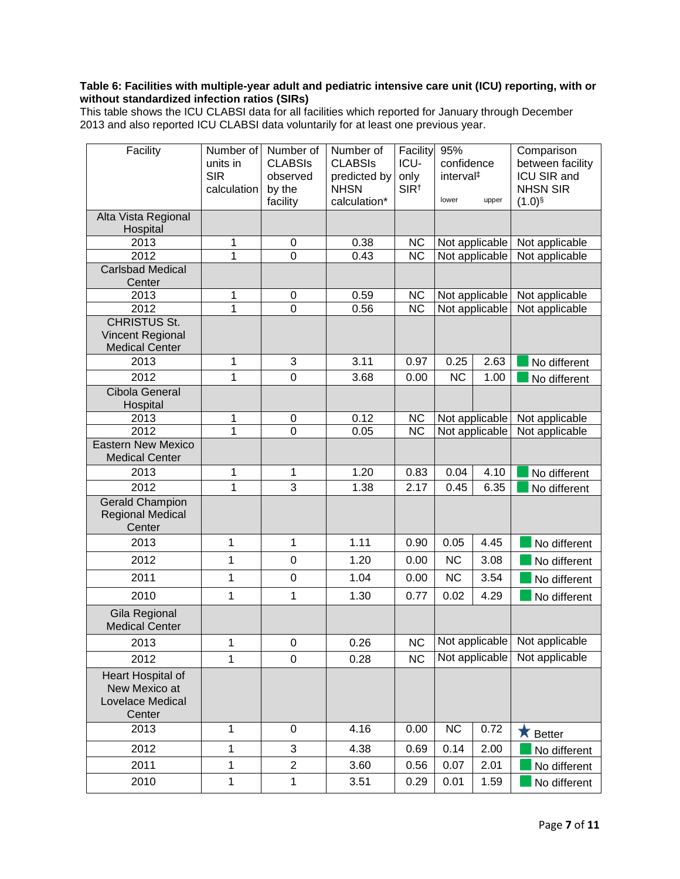**Table 6: Facilities with multiple-year adult and pediatric intensive care unit (ICU) reporting, with or without standardized infection ratios (SIRs)**

This table shows the ICU CLABSI data for all facilities which reported for January through December 2013 and also reported ICU CLABSI data voluntarily for at least one previous year.

| Facility | Number of units in SIR calculation | Number of CLABSIs observed by the facility | Number of CLABSIs predicted by NHSN calculation* | Facility ICU-only SIR† | 95% confidence interval‡ | | Comparison between facility ICU SIR and NHSN SIR (1.0)§ |
|---|---|---|---|---|---|---|---|
| | | | | | lower | upper | |
| Alta Vista Regional Hospital | | | | | | | |
| 2013 | 1 | 0 | 0.38 | NC | Not applicable | | Not applicable |
| 2012 | 1 | 0 | 0.43 | NC | Not applicable | | Not applicable |
| Carlsbad Medical Center | | | | | | | |
| 2013 | 1 | 0 | 0.59 | NC | Not applicable | | Not applicable |
| 2012 | 1 | 0 | 0.56 | NC | Not applicable | | Not applicable |
| CHRISTUS St. Vincent Regional Medical Center | | | | | | | |
| 2013 | 1 | 3 | 3.11 | 0.97 | 0.25 | 2.63 | No different |
| 2012 | 1 | 0 | 3.68 | 0.00 | NC | 1.00 | No different |
| Cibola General Hospital | | | | | | | |
| 2013 | 1 | 0 | 0.12 | NC | Not applicable | | Not applicable |
| 2012 | 1 | 0 | 0.05 | NC | Not applicable | | Not applicable |
| Eastern New Mexico Medical Center | | | | | | | |
| 2013 | 1 | 1 | 1.20 | 0.83 | 0.04 | 4.10 | No different |
| 2012 | 1 | 3 | 1.38 | 2.17 | 0.45 | 6.35 | No different |
| Gerald Champion Regional Medical Center | | | | | | | |
| 2013 | 1 | 1 | 1.11 | 0.90 | 0.05 | 4.45 | No different |
| 2012 | 1 | 0 | 1.20 | 0.00 | NC | 3.08 | No different |
| 2011 | 1 | 0 | 1.04 | 0.00 | NC | 3.54 | No different |
| 2010 | 1 | 1 | 1.30 | 0.77 | 0.02 | 4.29 | No different |
| Gila Regional Medical Center | | | | | | | |
| 2013 | 1 | 0 | 0.26 | NC | Not applicable | | Not applicable |
| 2012 | 1 | 0 | 0.28 | NC | Not applicable | | Not applicable |
| Heart Hospital of New Mexico at Lovelace Medical Center | | | | | | | |
| 2013 | 1 | 0 | 4.16 | 0.00 | NC | 0.72 | ★ Better |
| 2012 | 1 | 3 | 4.38 | 0.69 | 0.14 | 2.00 | No different |
| 2011 | 1 | 2 | 3.60 | 0.56 | 0.07 | 2.01 | No different |
| 2010 | 1 | 1 | 3.51 | 0.29 | 0.01 | 1.59 | No different |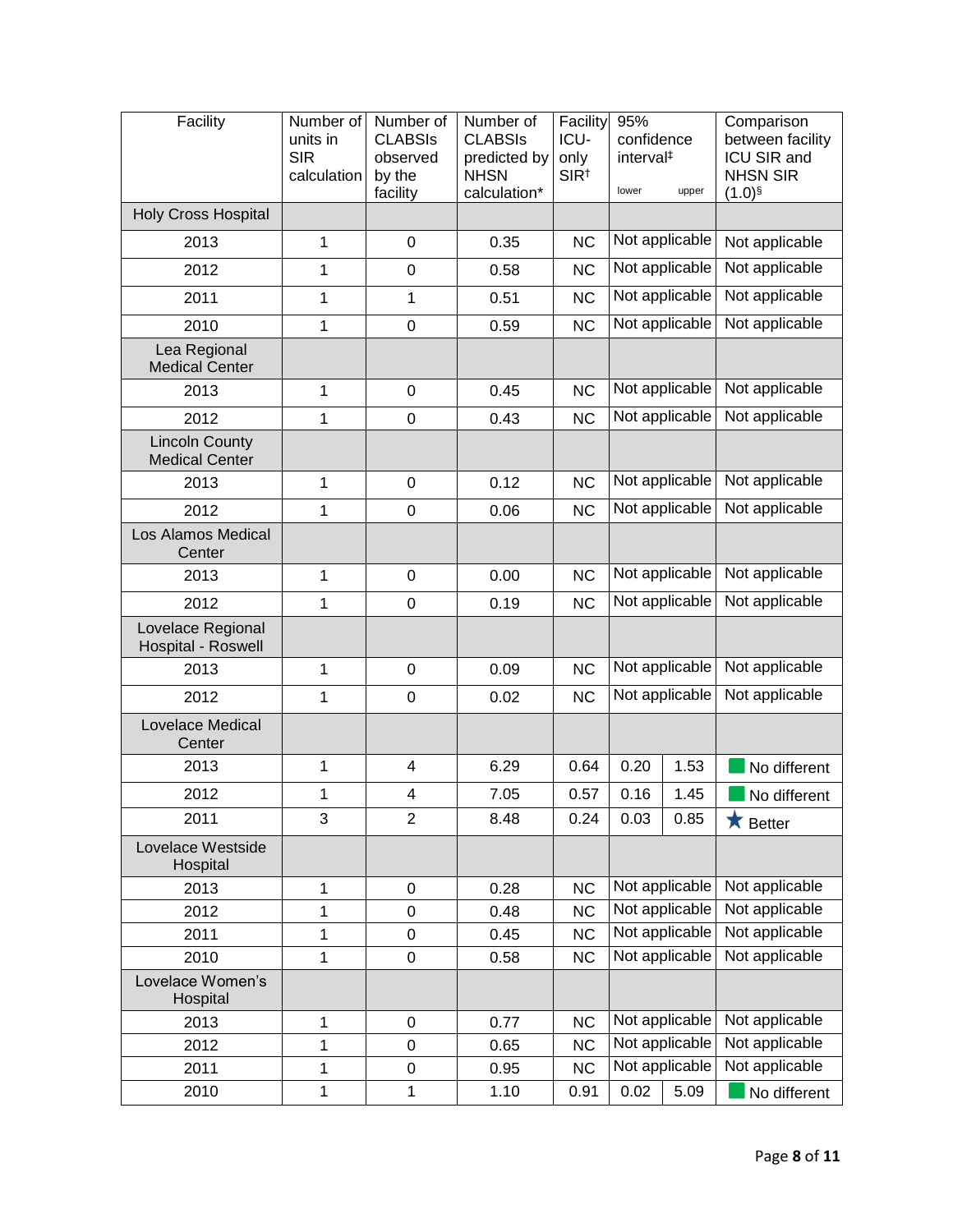| Facility | Number of units in SIR calculation | Number of CLABSIs observed by the facility | Number of CLABSIs predicted by NHSN calculation* | Facility ICU-only SIR† | 95% confidence interval‡ lower | upper | Comparison between facility ICU SIR and NHSN SIR (1.0)§ |
|---|---|---|---|---|---|---|---|
| Holy Cross Hospital | | | | | | | |
| 2013 | 1 | 0 | 0.35 | NC | Not applicable | | Not applicable |
| 2012 | 1 | 0 | 0.58 | NC | Not applicable | | Not applicable |
| 2011 | 1 | 1 | 0.51 | NC | Not applicable | | Not applicable |
| 2010 | 1 | 0 | 0.59 | NC | Not applicable | | Not applicable |
| Lea Regional Medical Center | | | | | | | |
| 2013 | 1 | 0 | 0.45 | NC | Not applicable | | Not applicable |
| 2012 | 1 | 0 | 0.43 | NC | Not applicable | | Not applicable |
| Lincoln County Medical Center | | | | | | | |
| 2013 | 1 | 0 | 0.12 | NC | Not applicable | | Not applicable |
| 2012 | 1 | 0 | 0.06 | NC | Not applicable | | Not applicable |
| Los Alamos Medical Center | | | | | | | |
| 2013 | 1 | 0 | 0.00 | NC | Not applicable | | Not applicable |
| 2012 | 1 | 0 | 0.19 | NC | Not applicable | | Not applicable |
| Lovelace Regional Hospital - Roswell | | | | | | | |
| 2013 | 1 | 0 | 0.09 | NC | Not applicable | | Not applicable |
| 2012 | 1 | 0 | 0.02 | NC | Not applicable | | Not applicable |
| Lovelace Medical Center | | | | | | | |
| 2013 | 1 | 4 | 6.29 | 0.64 | 0.20 | 1.53 | No different |
| 2012 | 1 | 4 | 7.05 | 0.57 | 0.16 | 1.45 | No different |
| 2011 | 3 | 2 | 8.48 | 0.24 | 0.03 | 0.85 | ★ Better |
| Lovelace Westside Hospital | | | | | | | |
| 2013 | 1 | 0 | 0.28 | NC | Not applicable | | Not applicable |
| 2012 | 1 | 0 | 0.48 | NC | Not applicable | | Not applicable |
| 2011 | 1 | 0 | 0.45 | NC | Not applicable | | Not applicable |
| 2010 | 1 | 0 | 0.58 | NC | Not applicable | | Not applicable |
| Lovelace Women's Hospital | | | | | | | |
| 2013 | 1 | 0 | 0.77 | NC | Not applicable | | Not applicable |
| 2012 | 1 | 0 | 0.65 | NC | Not applicable | | Not applicable |
| 2011 | 1 | 0 | 0.95 | NC | Not applicable | | Not applicable |
| 2010 | 1 | 1 | 1.10 | 0.91 | 0.02 | 5.09 | No different |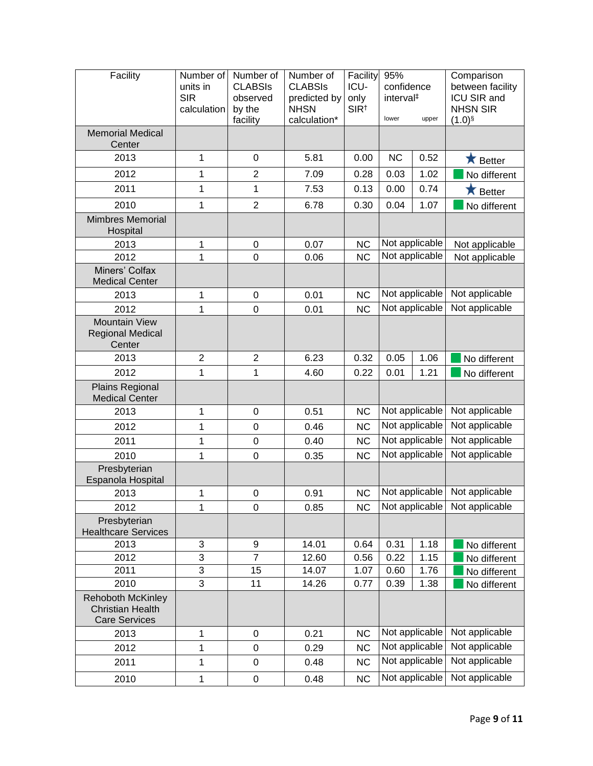| Facility | Number of units in SIR calculation | Number of CLABSIs observed by the facility | Number of CLABSIs predicted by NHSN calculation* | Facility ICU-only SIR† | 95% confidence interval‡ lower | upper | Comparison between facility ICU SIR and NHSN SIR (1.0)§ |
|---|---|---|---|---|---|---|---|
| Memorial Medical Center | | | | | | | |
| 2013 | 1 | 0 | 5.81 | 0.00 | NC | 0.52 | ★ Better |
| 2012 | 1 | 2 | 7.09 | 0.28 | 0.03 | 1.02 | No different |
| 2011 | 1 | 1 | 7.53 | 0.13 | 0.00 | 0.74 | ★ Better |
| 2010 | 1 | 2 | 6.78 | 0.30 | 0.04 | 1.07 | No different |
| Mimbres Memorial Hospital | | | | | | | |
| 2013 | 1 | 0 | 0.07 | NC | Not applicable | | Not applicable |
| 2012 | 1 | 0 | 0.06 | NC | Not applicable | | Not applicable |
| Miners' Colfax Medical Center | | | | | | | |
| 2013 | 1 | 0 | 0.01 | NC | Not applicable | | Not applicable |
| 2012 | 1 | 0 | 0.01 | NC | Not applicable | | Not applicable |
| Mountain View Regional Medical Center | | | | | | | |
| 2013 | 2 | 2 | 6.23 | 0.32 | 0.05 | 1.06 | No different |
| 2012 | 1 | 1 | 4.60 | 0.22 | 0.01 | 1.21 | No different |
| Plains Regional Medical Center | | | | | | | |
| 2013 | 1 | 0 | 0.51 | NC | Not applicable | | Not applicable |
| 2012 | 1 | 0 | 0.46 | NC | Not applicable | | Not applicable |
| 2011 | 1 | 0 | 0.40 | NC | Not applicable | | Not applicable |
| 2010 | 1 | 0 | 0.35 | NC | Not applicable | | Not applicable |
| Presbyterian Espanola Hospital | | | | | | | |
| 2013 | 1 | 0 | 0.91 | NC | Not applicable | | Not applicable |
| 2012 | 1 | 0 | 0.85 | NC | Not applicable | | Not applicable |
| Presbyterian Healthcare Services | | | | | | | |
| 2013 | 3 | 9 | 14.01 | 0.64 | 0.31 | 1.18 | No different |
| 2012 | 3 | 7 | 12.60 | 0.56 | 0.22 | 1.15 | No different |
| 2011 | 3 | 15 | 14.07 | 1.07 | 0.60 | 1.76 | No different |
| 2010 | 3 | 11 | 14.26 | 0.77 | 0.39 | 1.38 | No different |
| Rehoboth McKinley Christian Health Care Services | | | | | | | |
| 2013 | 1 | 0 | 0.21 | NC | Not applicable | | Not applicable |
| 2012 | 1 | 0 | 0.29 | NC | Not applicable | | Not applicable |
| 2011 | 1 | 0 | 0.48 | NC | Not applicable | | Not applicable |
| 2010 | 1 | 0 | 0.48 | NC | Not applicable | | Not applicable |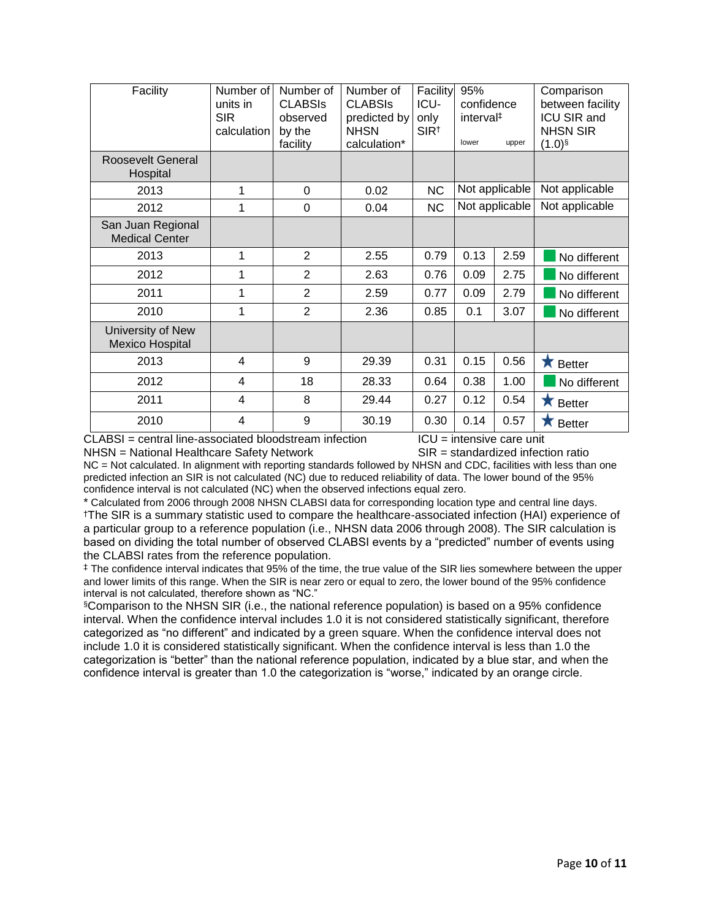| Facility | Number of units in SIR calculation | Number of CLABSIs observed by the facility | Number of CLABSIs predicted by NHSN calculation* | Facility ICU-only SIR[†] | 95% confidence interval[‡] lower | upper | Comparison between facility ICU SIR and NHSN SIR (1.0)[§] |
|---|---|---|---|---|---|---|---|
| Roosevelt General Hospital | | | | | | | |
| 2013 | 1 | 0 | 0.02 | NC | Not applicable | | Not applicable |
| 2012 | 1 | 0 | 0.04 | NC | Not applicable | | Not applicable |
| San Juan Regional Medical Center | | | | | | | |
| 2013 | 1 | 2 | 2.55 | 0.79 | 0.13 | 2.59 | No different |
| 2012 | 1 | 2 | 2.63 | 0.76 | 0.09 | 2.75 | No different |
| 2011 | 1 | 2 | 2.59 | 0.77 | 0.09 | 2.79 | No different |
| 2010 | 1 | 2 | 2.36 | 0.85 | 0.1 | 3.07 | No different |
| University of New Mexico Hospital | | | | | | | |
| 2013 | 4 | 9 | 29.39 | 0.31 | 0.15 | 0.56 | ★ Better |
| 2012 | 4 | 18 | 28.33 | 0.64 | 0.38 | 1.00 | No different |
| 2011 | 4 | 8 | 29.44 | 0.27 | 0.12 | 0.54 | ★ Better |
| 2010 | 4 | 9 | 30.19 | 0.30 | 0.14 | 0.57 | ★ Better |

CLABSI = central line-associated bloodstream infection
ICU = intensive care unit
NHSN = National Healthcare Safety Network
SIR = standardized infection ratio

NC = Not calculated. In alignment with reporting standards followed by NHSN and CDC, facilities with less than one predicted infection an SIR is not calculated (NC) due to reduced reliability of data. The lower bound of the 95% confidence interval is not calculated (NC) when the observed infections equal zero.

* Calculated from 2006 through 2008 NHSN CLABSI data for corresponding location type and central line days.

[†]The SIR is a summary statistic used to compare the healthcare-associated infection (HAI) experience of a particular group to a reference population (i.e., NHSN data 2006 through 2008). The SIR calculation is based on dividing the total number of observed CLABSI events by a "predicted" number of events using the CLABSI rates from the reference population.

[‡] The confidence interval indicates that 95% of the time, the true value of the SIR lies somewhere between the upper and lower limits of this range. When the SIR is near zero or equal to zero, the lower bound of the 95% confidence interval is not calculated, therefore shown as "NC."

[§]Comparison to the NHSN SIR (i.e., the national reference population) is based on a 95% confidence interval. When the confidence interval includes 1.0 it is not considered statistically significant, therefore categorized as "no different" and indicated by a green square. When the confidence interval does not include 1.0 it is considered statistically significant. When the confidence interval is less than 1.0 the categorization is "better" than the national reference population, indicated by a blue star, and when the confidence interval is greater than 1.0 the categorization is "worse," indicated by an orange circle.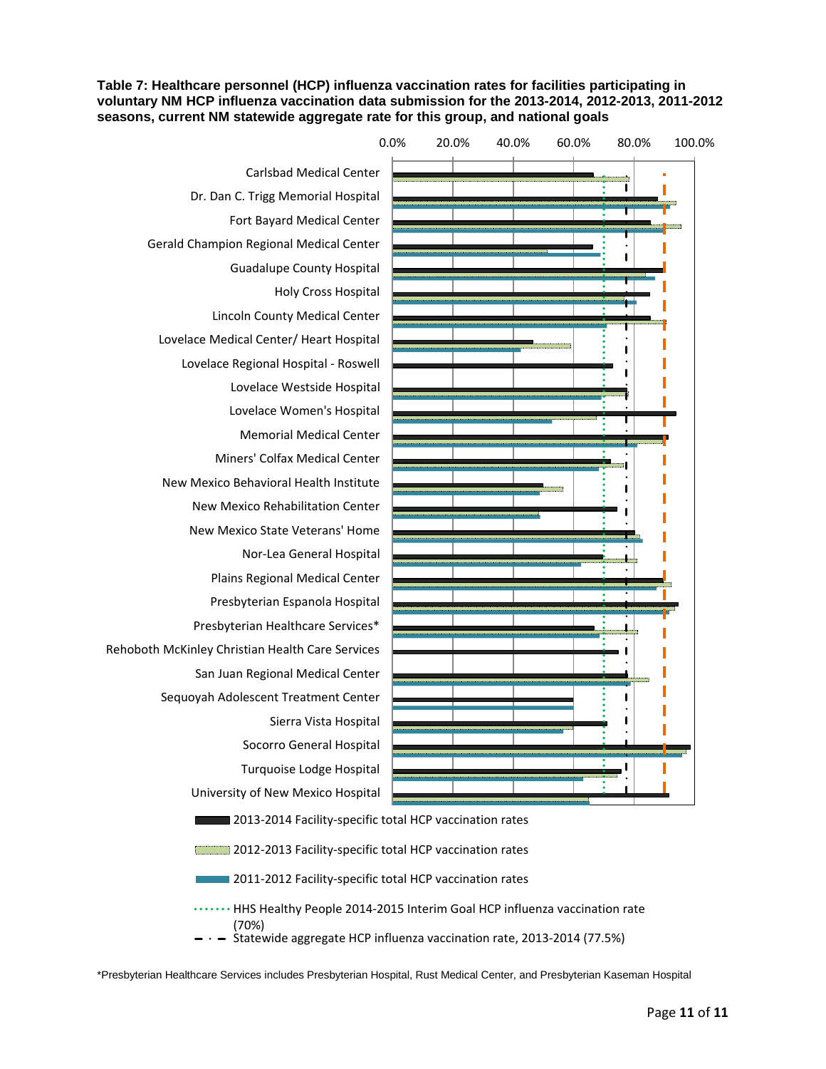**Table 7: Healthcare personnel (HCP) influenza vaccination rates for facilities participating in voluntary NM HCP influenza vaccination data submission for the 2013-2014, 2012-2013, 2011-2012 seasons, current NM statewide aggregate rate for this group, and national goals**

0.0%
20.0%
40.0%
60.0%
80.0%
100.0%

Carlsbad Medical Center
Dr. Dan C. Trigg Memorial Hospital
Fort Bayard Medical Center
Gerald Champion Regional Medical Center
Guadalupe County Hospital
Holy Cross Hospital
Lincoln County Medical Center
Lovelace Medical Center/ Heart Hospital
Lovelace Regional Hospital - Roswell
Lovelace Westside Hospital
Lovelace Women's Hospital
Memorial Medical Center
Miners' Colfax Medical Center
New Mexico Behavioral Health Institute
New Mexico Rehabilitation Center
New Mexico State Veterans' Home
Nor-Lea General Hospital
Plains Regional Medical Center
Presbyterian Espanola Hospital
Presbyterian Healthcare Services*
Rehoboth McKinley Christian Health Care Services
San Juan Regional Medical Center
Sequoyah Adolescent Treatment Center
Sierra Vista Hospital
Socorro General Hospital
Turquoise Lodge Hospital
University of New Mexico Hospital

2013-2014 Facility-specific total HCP vaccination rates
2012-2013 Facility-specific total HCP vaccination rates
2011-2012 Facility-specific total HCP vaccination rates
HHS Healthy People 2014-2015 Interim Goal HCP influenza vaccination rate (70%)
Statewide aggregate HCP influenza vaccination rate, 2013-2014 (77.5%)

*Presbyterian Healthcare Services includes Presbyterian Hospital, Rust Medical Center, and Presbyterian Kaseman Hospital